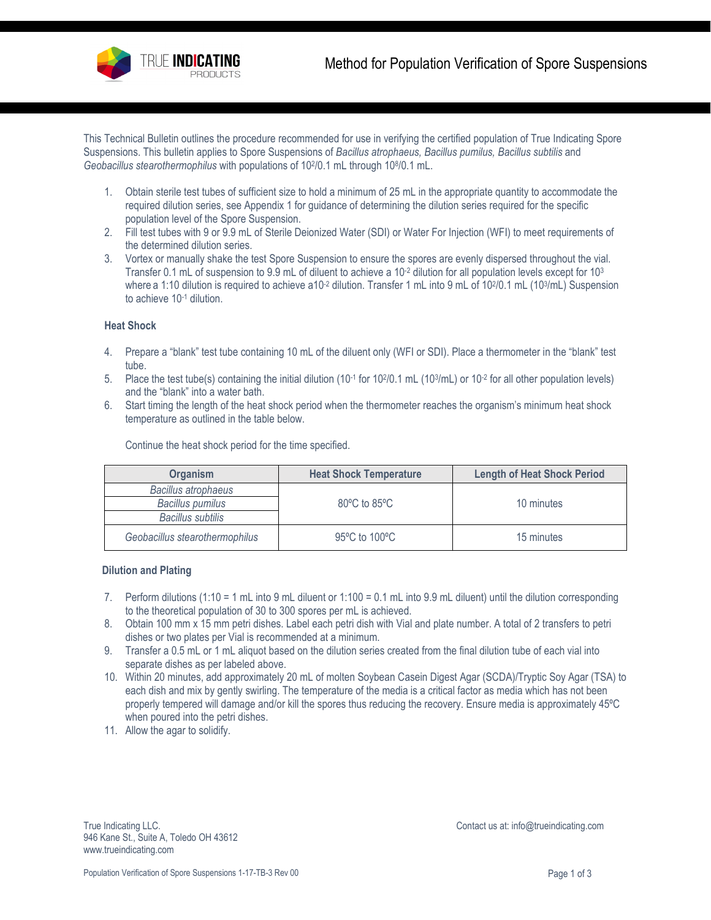# Method for Population Verification of Spore Suspensions

This Technical Bulletin outlines the procedure recommended for use in verifying the certified population of True Indicating Spore Suspensions. This bulletin applies to Spore Suspensions of *Bacillus atrophaeus, Bacillus pumilus, Bacillus subtilis* and *Geobacillus stearothermophilus* with populations of $10^2$/0.1 mL through $10^8$/0.1 mL.

1. Obtain sterile test tubes of sufficient size to hold a minimum of 25 mL in the appropriate quantity to accommodate the required dilution series, see Appendix 1 for guidance of determining the dilution series required for the specific population level of the Spore Suspension.
2. Fill test tubes with 9 or 9.9 mL of Sterile Deionized Water (SDI) or Water For Injection (WFI) to meet requirements of the determined dilution series.
3. Vortex or manually shake the test Spore Suspension to ensure the spores are evenly dispersed throughout the vial. Transfer 0.1 mL of suspension to 9.9 mL of diluent to achieve a $10^{-2}$ dilution for all population levels except for $10^3$ where a 1:10 dilution is required to achieve a$10^{-2}$ dilution. Transfer 1 mL into 9 mL of $10^2$/0.1 mL ($10^3$/mL) Suspension to achieve $10^{-1}$ dilution.

### Heat Shock

4. Prepare a "blank" test tube containing 10 mL of the diluent only (WFI or SDI). Place a thermometer in the "blank" test tube.
5. Place the test tube(s) containing the initial dilution ($10^{-1}$ for $10^2$/0.1 mL ($10^3$/mL) or $10^{-2}$ for all other population levels) and the "blank" into a water bath.
6. Start timing the length of the heat shock period when the thermometer reaches the organism's minimum heat shock temperature as outlined in the table below.

   Continue the heat shock period for the time specified.

| Organism | Heat Shock Temperature | Length of Heat Shock Period |
|---|---|---|
| *Bacillus atrophaeus* | 80ºC to 85ºC | 10 minutes |
| *Bacillus pumilus* | | |
| *Bacillus subtilis* | | |
| *Geobacillus stearothermophilus* | 95ºC to 100ºC | 15 minutes |

### Dilution and Plating

7. Perform dilutions (1:10 = 1 mL into 9 mL diluent or 1:100 = 0.1 mL into 9.9 mL diluent) until the dilution corresponding to the theoretical population of 30 to 300 spores per mL is achieved.
8. Obtain 100 mm x 15 mm petri dishes. Label each petri dish with Vial and plate number. A total of 2 transfers to petri dishes or two plates per Vial is recommended at a minimum.
9. Transfer a 0.5 mL or 1 mL aliquot based on the dilution series created from the final dilution tube of each vial into separate dishes as per labeled above.
10. Within 20 minutes, add approximately 20 mL of molten Soybean Casein Digest Agar (SCDA)/Tryptic Soy Agar (TSA) to each dish and mix by gently swirling. The temperature of the media is a critical factor as media which has not been properly tempered will damage and/or kill the spores thus reducing the recovery. Ensure media is approximately 45ºC when poured into the petri dishes.
11. Allow the agar to solidify.

True Indicating LLC.
946 Kane St., Suite A, Toledo OH 43612
www.trueindicating.com

Contact us at: info@trueindicating.com

Population Verification of Spore Suspensions 1-17-TB-3 Rev 00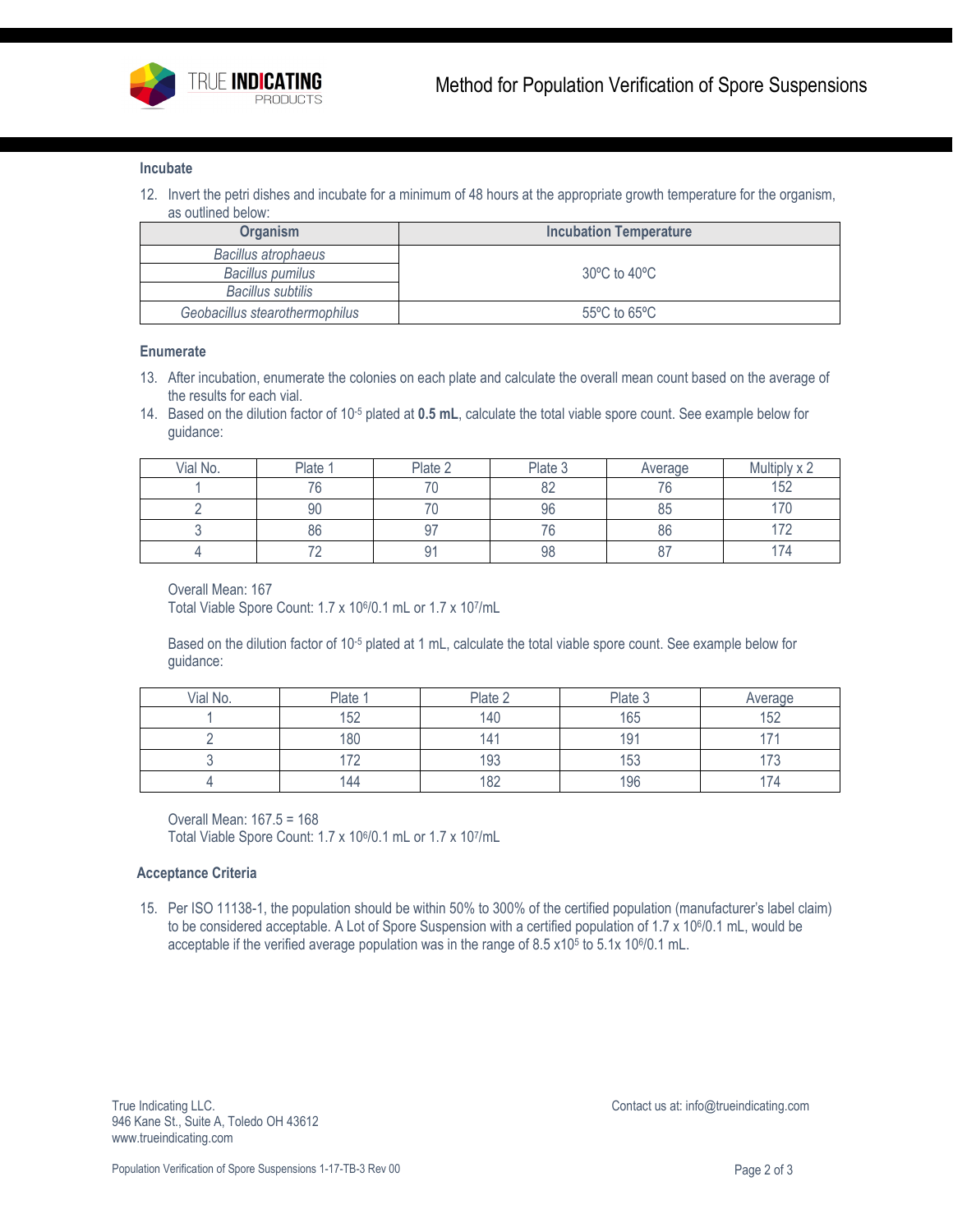### Incubate

12. Invert the petri dishes and incubate for a minimum of 48 hours at the appropriate growth temperature for the organism, as outlined below:

| Organism | Incubation Temperature |
|---|---|
| *Bacillus atrophaeus* | 30ºC to 40ºC |
| *Bacillus pumilus* | |
| *Bacillus subtilis* | |
| *Geobacillus stearothermophilus* | 55ºC to 65ºC |

### Enumerate

13. After incubation, enumerate the colonies on each plate and calculate the overall mean count based on the average of the results for each vial.
14. Based on the dilution factor of $10^{-5}$ plated at **0.5 mL**, calculate the total viable spore count. See example below for guidance:

| Vial No. | Plate 1 | Plate 2 | Plate 3 | Average | Multiply x 2 |
|---|---|---|---|---|---|
| 1 | 76 | 70 | 82 | 76 | 152 |
| 2 | 90 | 70 | 96 | 85 | 170 |
| 3 | 86 | 97 | 76 | 86 | 172 |
| 4 | 72 | 91 | 98 | 87 | 174 |

Overall Mean: 167
Total Viable Spore Count: $1.7 \times 10^{6}$/0.1 mL or $1.7 \times 10^{7}$/mL

Based on the dilution factor of $10^{-5}$ plated at 1 mL, calculate the total viable spore count. See example below for guidance:

| Vial No. | Plate 1 | Plate 2 | Plate 3 | Average |
|---|---|---|---|---|
| 1 | 152 | 140 | 165 | 152 |
| 2 | 180 | 141 | 191 | 171 |
| 3 | 172 | 193 | 153 | 173 |
| 4 | 144 | 182 | 196 | 174 |

Overall Mean: 167.5 = 168
Total Viable Spore Count: $1.7 \times 10^{6}$/0.1 mL or $1.7 \times 10^{7}$/mL

### Acceptance Criteria

15. Per ISO 11138-1, the population should be within 50% to 300% of the certified population (manufacturer's label claim) to be considered acceptable. A Lot of Spore Suspension with a certified population of $1.7 \times 10^{6}$/0.1 mL, would be acceptable if the verified average population was in the range of $8.5 \times 10^{5}$ to $5.1 \times 10^{6}$/0.1 mL.

True Indicating LLC.
946 Kane St., Suite A, Toledo OH 43612
www.trueindicating.com

Contact us at: info@trueindicating.com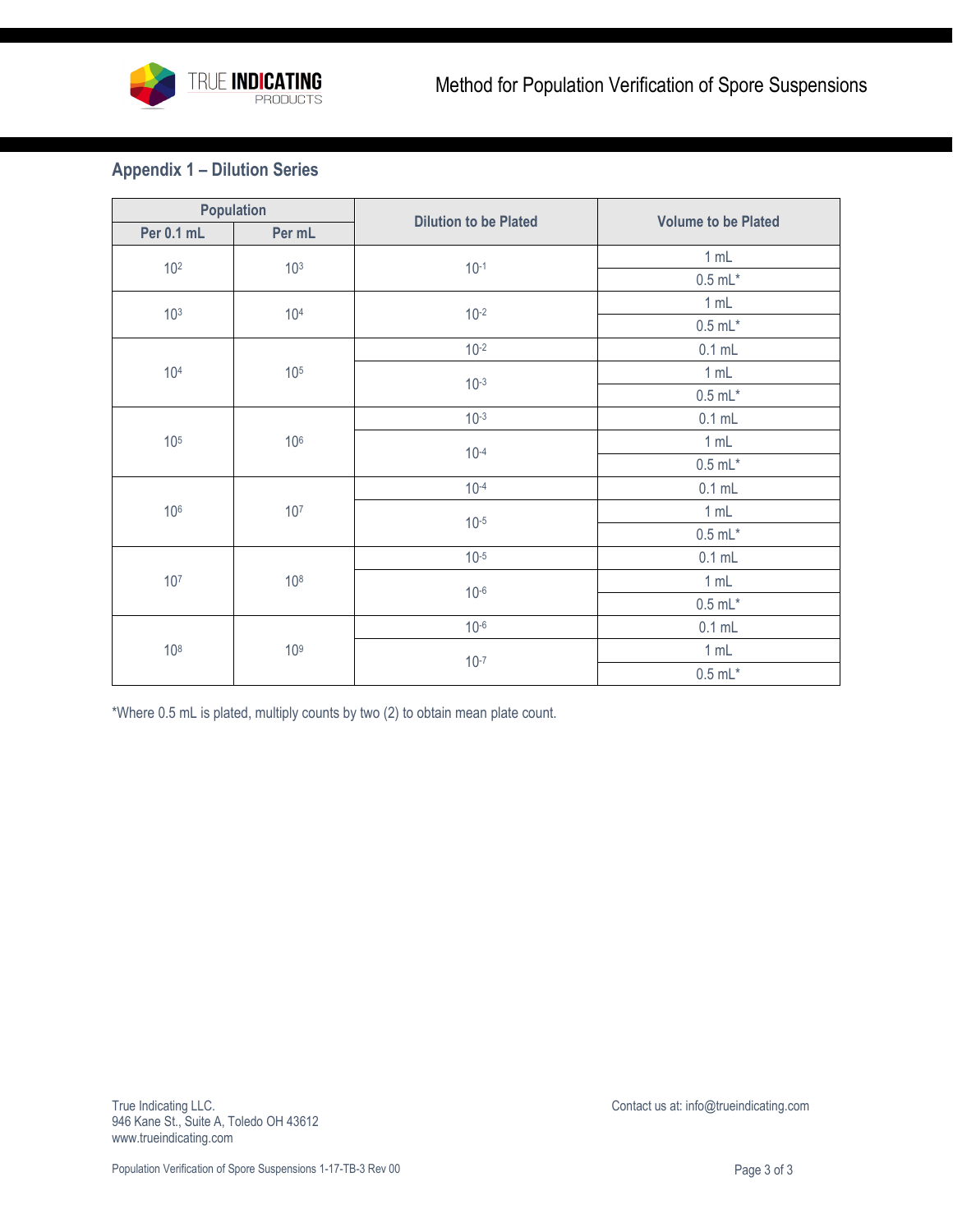## Appendix 1 – Dilution Series

| Population | | Dilution to be Plated | Volume to be Plated |
|---|---|---|---|
| Per 0.1 mL | Per mL | | |
| $10^2$ | $10^3$ | $10^{-1}$ | 1 mL |
| | | | 0.5 mL* |
| $10^3$ | $10^4$ | $10^{-2}$ | 1 mL |
| | | | 0.5 mL* |
| $10^4$ | $10^5$ | $10^{-2}$ | 0.1 mL |
| | | $10^{-3}$ | 1 mL |
| | | | 0.5 mL* |
| $10^5$ | $10^6$ | $10^{-3}$ | 0.1 mL |
| | | $10^{-4}$ | 1 mL |
| | | | 0.5 mL* |
| $10^6$ | $10^7$ | $10^{-4}$ | 0.1 mL |
| | | $10^{-5}$ | 1 mL |
| | | | 0.5 mL* |
| $10^7$ | $10^8$ | $10^{-5}$ | 0.1 mL |
| | | $10^{-6}$ | 1 mL |
| | | | 0.5 mL* |
| $10^8$ | $10^9$ | $10^{-6}$ | 0.1 mL |
| | | $10^{-7}$ | 1 mL |
| | | | 0.5 mL* |

*Where 0.5 mL is plated, multiply counts by two (2) to obtain mean plate count.

True Indicating LLC.
946 Kane St., Suite A, Toledo OH 43612
www.trueindicating.com

Contact us at: info@trueindicating.com

Population Verification of Spore Suspensions 1-17-TB-3 Rev 00